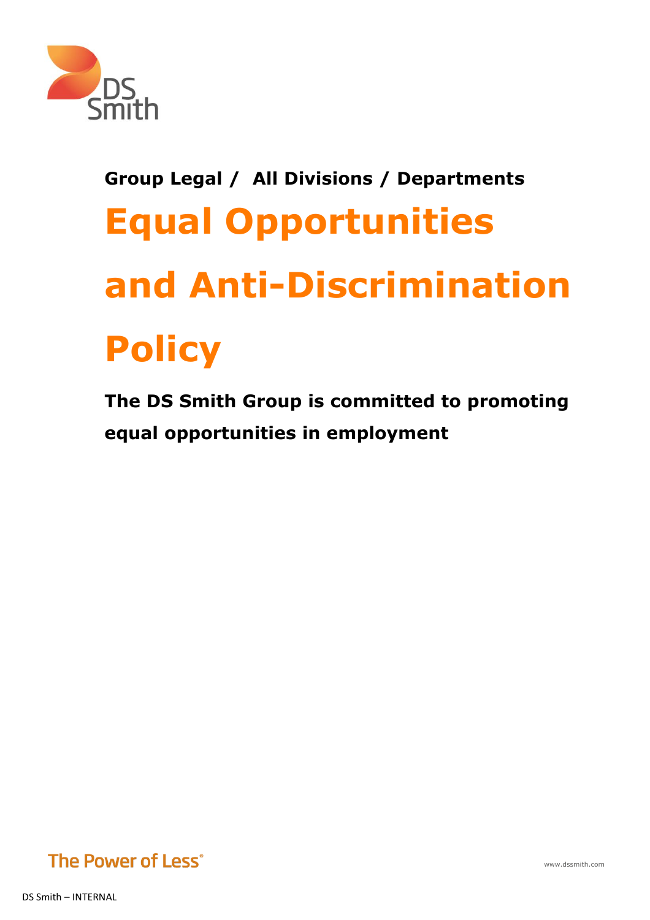**Group Legal / All Divisions / Departments**

# Equal Opportunities and Anti-Discrimination Policy

**The DS Smith Group is committed to promoting equal opportunities in employment**

The Power of Less®

www.dssmith.com

DS Smith – INTERNAL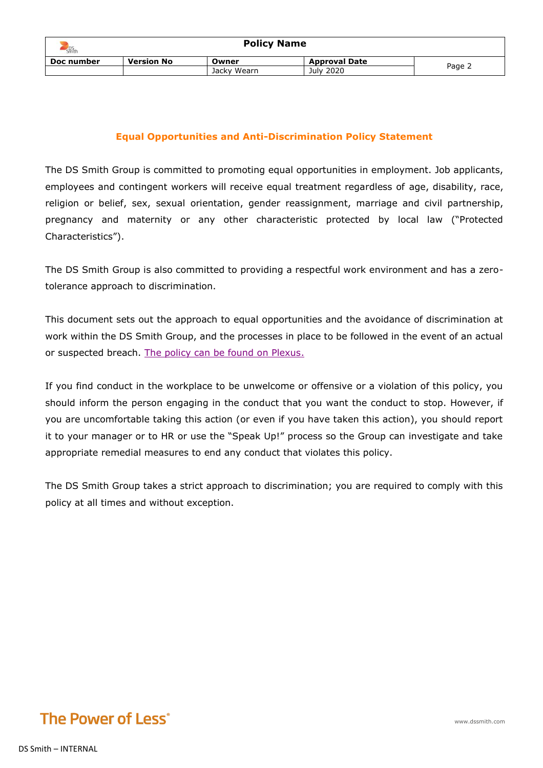## Equal Opportunities and Anti-Discrimination Policy Statement

The DS Smith Group is committed to promoting equal opportunities in employment. Job applicants, employees and contingent workers will receive equal treatment regardless of age, disability, race, religion or belief, sex, sexual orientation, gender reassignment, marriage and civil partnership, pregnancy and maternity or any other characteristic protected by local law ("Protected Characteristics").

The DS Smith Group is also committed to providing a respectful work environment and has a zero-tolerance approach to discrimination.

This document sets out the approach to equal opportunities and the avoidance of discrimination at work within the DS Smith Group, and the processes in place to be followed in the event of an actual or suspected breach. The policy can be found on Plexus.

If you find conduct in the workplace to be unwelcome or offensive or a violation of this policy, you should inform the person engaging in the conduct that you want the conduct to stop. However, if you are uncomfortable taking this action (or even if you have taken this action), you should report it to your manager or to HR or use the "Speak Up!" process so the Group can investigate and take appropriate remedial measures to end any conduct that violates this policy.

The DS Smith Group takes a strict approach to discrimination; you are required to comply with this policy at all times and without exception.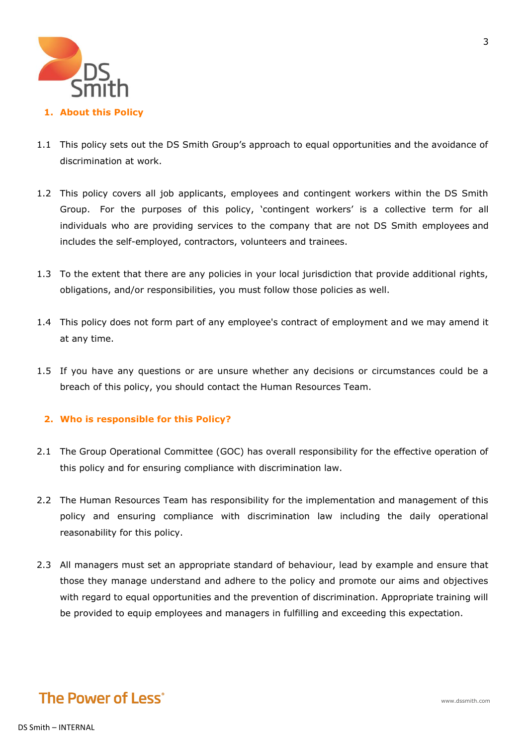## 1. About this Policy

1.1 This policy sets out the DS Smith Group's approach to equal opportunities and the avoidance of discrimination at work.

1.2 This policy covers all job applicants, employees and contingent workers within the DS Smith Group. For the purposes of this policy, 'contingent workers' is a collective term for all individuals who are providing services to the company that are not DS Smith employees and includes the self-employed, contractors, volunteers and trainees.

1.3 To the extent that there are any policies in your local jurisdiction that provide additional rights, obligations, and/or responsibilities, you must follow those policies as well.

1.4 This policy does not form part of any employee's contract of employment and we may amend it at any time.

1.5 If you have any questions or are unsure whether any decisions or circumstances could be a breach of this policy, you should contact the Human Resources Team.

## 2. Who is responsible for this Policy?

2.1 The Group Operational Committee (GOC) has overall responsibility for the effective operation of this policy and for ensuring compliance with discrimination law.

2.2 The Human Resources Team has responsibility for the implementation and management of this policy and ensuring compliance with discrimination law including the daily operational reasonability for this policy.

2.3 All managers must set an appropriate standard of behaviour, lead by example and ensure that those they manage understand and adhere to the policy and promote our aims and objectives with regard to equal opportunities and the prevention of discrimination. Appropriate training will be provided to equip employees and managers in fulfilling and exceeding this expectation.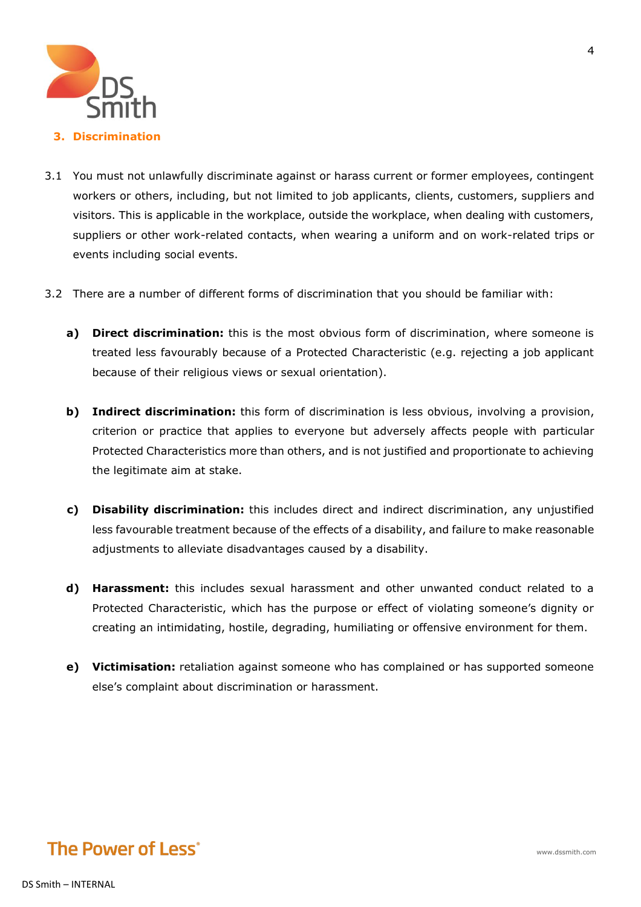## 3. Discrimination

3.1 You must not unlawfully discriminate against or harass current or former employees, contingent workers or others, including, but not limited to job applicants, clients, customers, suppliers and visitors. This is applicable in the workplace, outside the workplace, when dealing with customers, suppliers or other work-related contacts, when wearing a uniform and on work-related trips or events including social events.

3.2 There are a number of different forms of discrimination that you should be familiar with:

**a) Direct discrimination:** this is the most obvious form of discrimination, where someone is treated less favourably because of a Protected Characteristic (e.g. rejecting a job applicant because of their religious views or sexual orientation).

**b) Indirect discrimination:** this form of discrimination is less obvious, involving a provision, criterion or practice that applies to everyone but adversely affects people with particular Protected Characteristics more than others, and is not justified and proportionate to achieving the legitimate aim at stake.

**c) Disability discrimination:** this includes direct and indirect discrimination, any unjustified less favourable treatment because of the effects of a disability, and failure to make reasonable adjustments to alleviate disadvantages caused by a disability.

**d) Harassment:** this includes sexual harassment and other unwanted conduct related to a Protected Characteristic, which has the purpose or effect of violating someone's dignity or creating an intimidating, hostile, degrading, humiliating or offensive environment for them.

**e) Victimisation:** retaliation against someone who has complained or has supported someone else's complaint about discrimination or harassment.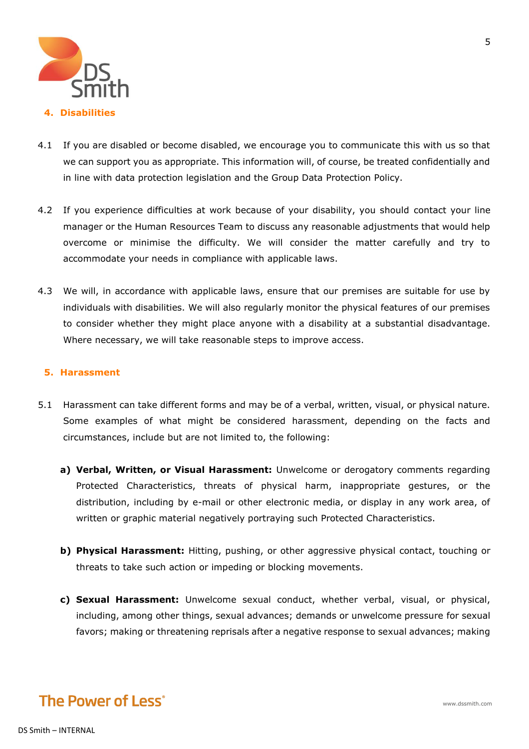## 4. Disabilities

4.1 If you are disabled or become disabled, we encourage you to communicate this with us so that we can support you as appropriate. This information will, of course, be treated confidentially and in line with data protection legislation and the Group Data Protection Policy.

4.2 If you experience difficulties at work because of your disability, you should contact your line manager or the Human Resources Team to discuss any reasonable adjustments that would help overcome or minimise the difficulty. We will consider the matter carefully and try to accommodate your needs in compliance with applicable laws.

4.3 We will, in accordance with applicable laws, ensure that our premises are suitable for use by individuals with disabilities. We will also regularly monitor the physical features of our premises to consider whether they might place anyone with a disability at a substantial disadvantage. Where necessary, we will take reasonable steps to improve access.

## 5. Harassment

5.1 Harassment can take different forms and may be of a verbal, written, visual, or physical nature. Some examples of what might be considered harassment, depending on the facts and circumstances, include but are not limited to, the following:

a) **Verbal, Written, or Visual Harassment:** Unwelcome or derogatory comments regarding Protected Characteristics, threats of physical harm, inappropriate gestures, or the distribution, including by e-mail or other electronic media, or display in any work area, of written or graphic material negatively portraying such Protected Characteristics.

b) **Physical Harassment:** Hitting, pushing, or other aggressive physical contact, touching or threats to take such action or impeding or blocking movements.

c) **Sexual Harassment:** Unwelcome sexual conduct, whether verbal, visual, or physical, including, among other things, sexual advances; demands or unwelcome pressure for sexual favors; making or threatening reprisals after a negative response to sexual advances; making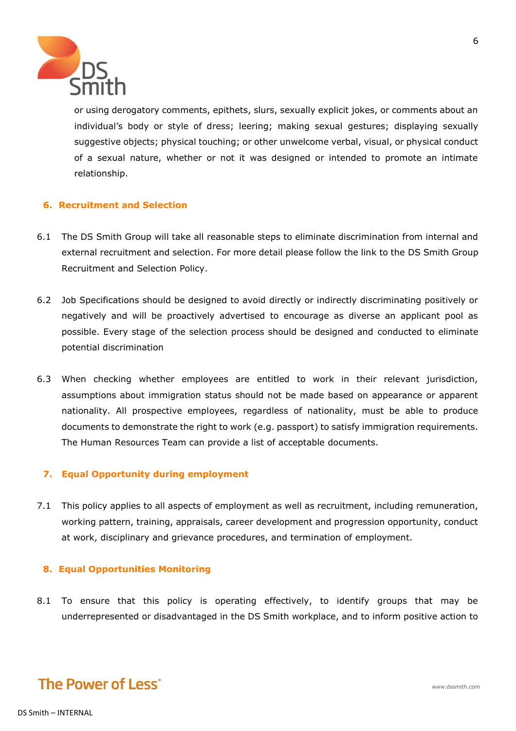or using derogatory comments, epithets, slurs, sexually explicit jokes, or comments about an individual's body or style of dress; leering; making sexual gestures; displaying sexually suggestive objects; physical touching; or other unwelcome verbal, visual, or physical conduct of a sexual nature, whether or not it was designed or intended to promote an intimate relationship.

## 6. Recruitment and Selection

6.1 The DS Smith Group will take all reasonable steps to eliminate discrimination from internal and external recruitment and selection. For more detail please follow the link to the DS Smith Group Recruitment and Selection Policy.

6.2 Job Specifications should be designed to avoid directly or indirectly discriminating positively or negatively and will be proactively advertised to encourage as diverse an applicant pool as possible. Every stage of the selection process should be designed and conducted to eliminate potential discrimination

6.3 When checking whether employees are entitled to work in their relevant jurisdiction, assumptions about immigration status should not be made based on appearance or apparent nationality. All prospective employees, regardless of nationality, must be able to produce documents to demonstrate the right to work (e.g. passport) to satisfy immigration requirements. The Human Resources Team can provide a list of acceptable documents.

## 7. Equal Opportunity during employment

7.1 This policy applies to all aspects of employment as well as recruitment, including remuneration, working pattern, training, appraisals, career development and progression opportunity, conduct at work, disciplinary and grievance procedures, and termination of employment.

## 8. Equal Opportunities Monitoring

8.1 To ensure that this policy is operating effectively, to identify groups that may be underrepresented or disadvantaged in the DS Smith workplace, and to inform positive action to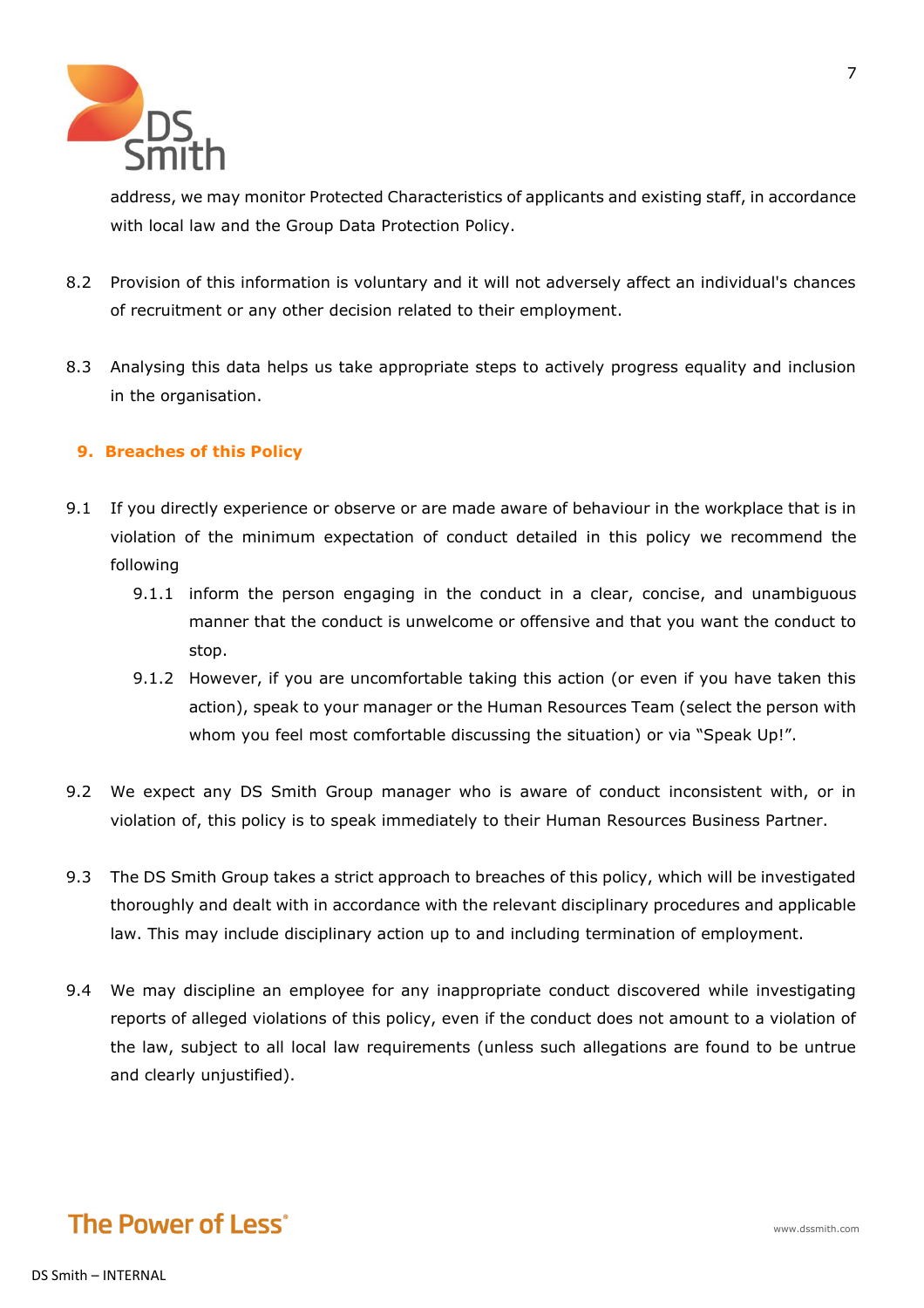address, we may monitor Protected Characteristics of applicants and existing staff, in accordance with local law and the Group Data Protection Policy.

8.2 Provision of this information is voluntary and it will not adversely affect an individual's chances of recruitment or any other decision related to their employment.

8.3 Analysing this data helps us take appropriate steps to actively progress equality and inclusion in the organisation.

## 9. Breaches of this Policy

9.1 If you directly experience or observe or are made aware of behaviour in the workplace that is in violation of the minimum expectation of conduct detailed in this policy we recommend the following

- 9.1.1 inform the person engaging in the conduct in a clear, concise, and unambiguous manner that the conduct is unwelcome or offensive and that you want the conduct to stop.
- 9.1.2 However, if you are uncomfortable taking this action (or even if you have taken this action), speak to your manager or the Human Resources Team (select the person with whom you feel most comfortable discussing the situation) or via "Speak Up!".

9.2 We expect any DS Smith Group manager who is aware of conduct inconsistent with, or in violation of, this policy is to speak immediately to their Human Resources Business Partner.

9.3 The DS Smith Group takes a strict approach to breaches of this policy, which will be investigated thoroughly and dealt with in accordance with the relevant disciplinary procedures and applicable law. This may include disciplinary action up to and including termination of employment.

9.4 We may discipline an employee for any inappropriate conduct discovered while investigating reports of alleged violations of this policy, even if the conduct does not amount to a violation of the law, subject to all local law requirements (unless such allegations are found to be untrue and clearly unjustified).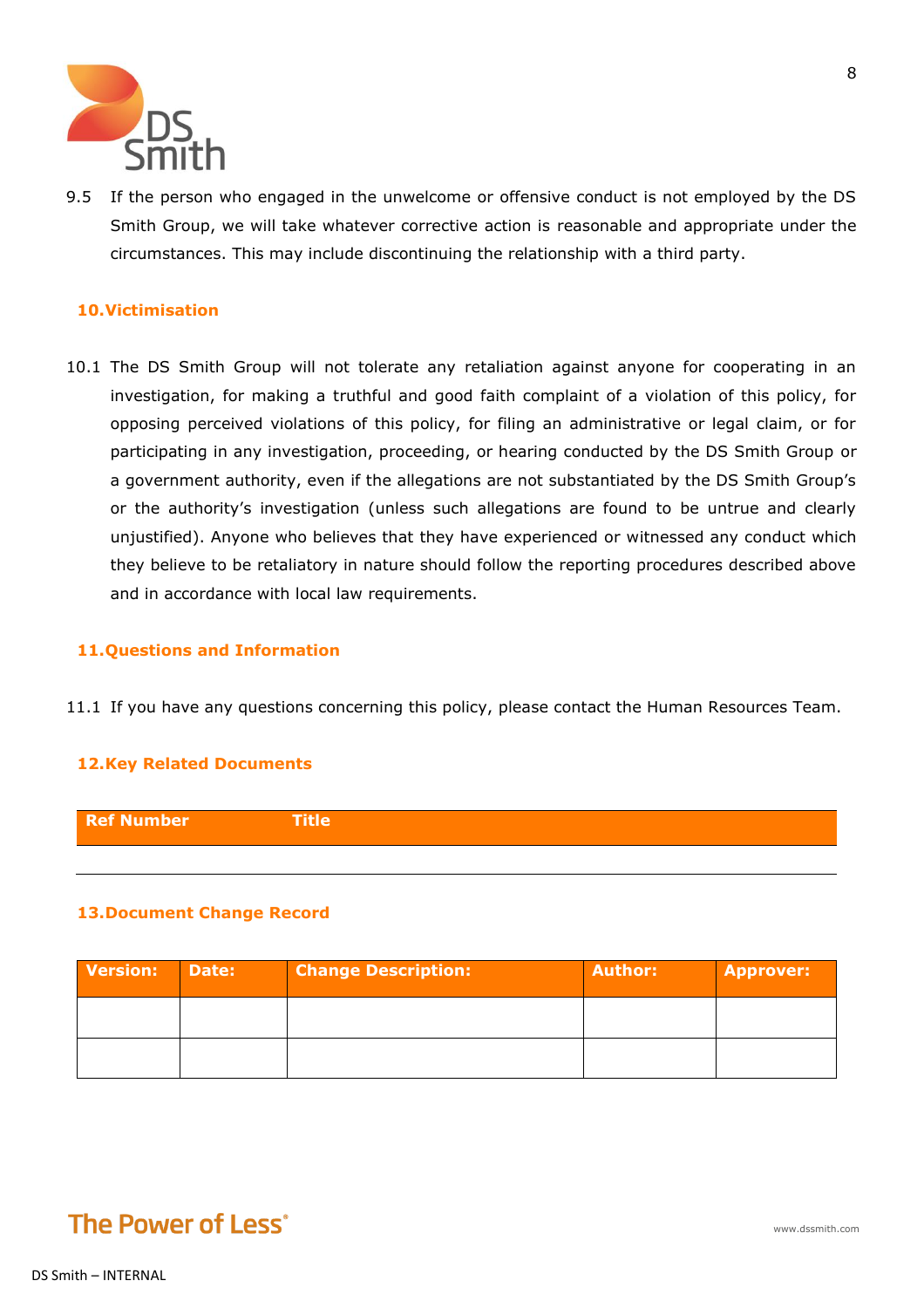9.5 If the person who engaged in the unwelcome or offensive conduct is not employed by the DS Smith Group, we will take whatever corrective action is reasonable and appropriate under the circumstances. This may include discontinuing the relationship with a third party.

## 10. Victimisation

10.1 The DS Smith Group will not tolerate any retaliation against anyone for cooperating in an investigation, for making a truthful and good faith complaint of a violation of this policy, for opposing perceived violations of this policy, for filing an administrative or legal claim, or for participating in any investigation, proceeding, or hearing conducted by the DS Smith Group or a government authority, even if the allegations are not substantiated by the DS Smith Group's or the authority's investigation (unless such allegations are found to be untrue and clearly unjustified). Anyone who believes that they have experienced or witnessed any conduct which they believe to be retaliatory in nature should follow the reporting procedures described above and in accordance with local law requirements.

## 11. Questions and Information

11.1 If you have any questions concerning this policy, please contact the Human Resources Team.

## 12. Key Related Documents

| Ref Number | Title |
|---|---|
| | |

## 13. Document Change Record

| Version: | Date: | Change Description: | Author: | Approver: |
|---|---|---|---|---|
| | | | | |
| | | | | |

The Power of Less®

www.dssmith.com

DS Smith – INTERNAL